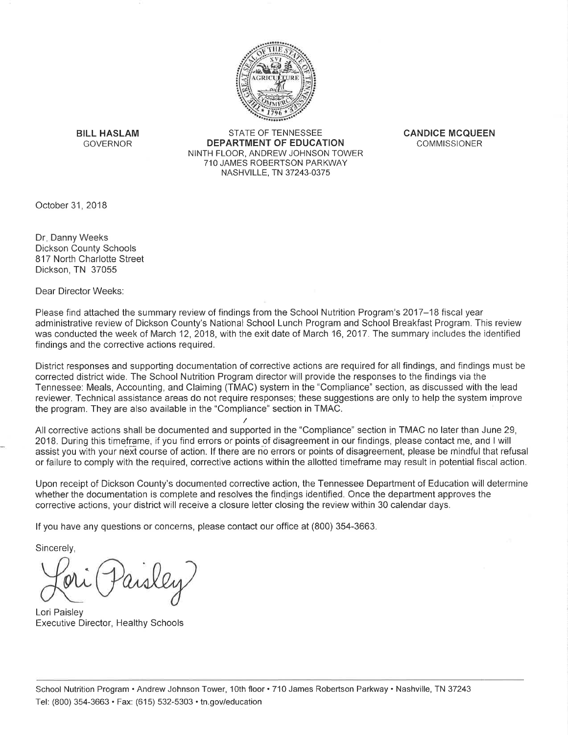**BILL HASLAM**
GOVERNOR

STATE OF TENNESSEE
**DEPARTMENT OF EDUCATION**
NINTH FLOOR, ANDREW JOHNSON TOWER
710 JAMES ROBERTSON PARKWAY
NASHVILLE, TN 37243-0375

**CANDICE MCQUEEN**
COMMISSIONER

October 31, 2018

Dr. Danny Weeks
Dickson County Schools
817 North Charlotte Street
Dickson, TN 37055

Dear Director Weeks:

Please find attached the summary review of findings from the School Nutrition Program's 2017–18 fiscal year administrative review of Dickson County's National School Lunch Program and School Breakfast Program. This review was conducted the week of March 12, 2018, with the exit date of March 16, 2017. The summary includes the identified findings and the corrective actions required.

District responses and supporting documentation of corrective actions are required for all findings, and findings must be corrected district wide. The School Nutrition Program director will provide the responses to the findings via the Tennessee: Meals, Accounting, and Claiming (TMAC) system in the "Compliance" section, as discussed with the lead reviewer. Technical assistance areas do not require responses; these suggestions are only to help the system improve the program. They are also available in the "Compliance" section in TMAC.

All corrective actions shall be documented and supported in the "Compliance" section in TMAC no later than June 29, 2018. During this timeframe, if you find errors or points of disagreement in our findings, please contact me, and I will assist you with your next course of action. If there are no errors or points of disagreement, please be mindful that refusal or failure to comply with the required, corrective actions within the allotted timeframe may result in potential fiscal action.

Upon receipt of Dickson County's documented corrective action, the Tennessee Department of Education will determine whether the documentation is complete and resolves the findings identified. Once the department approves the corrective actions, your district will receive a closure letter closing the review within 30 calendar days.

If you have any questions or concerns, please contact our office at (800) 354-3663.

Sincerely,

Lori Paisley

Lori Paisley
Executive Director, Healthy Schools

School Nutrition Program • Andrew Johnson Tower, 10th floor • 710 James Robertson Parkway • Nashville, TN 37243
Tel: (800) 354-3663 • Fax: (615) 532-5303 • tn.gov/education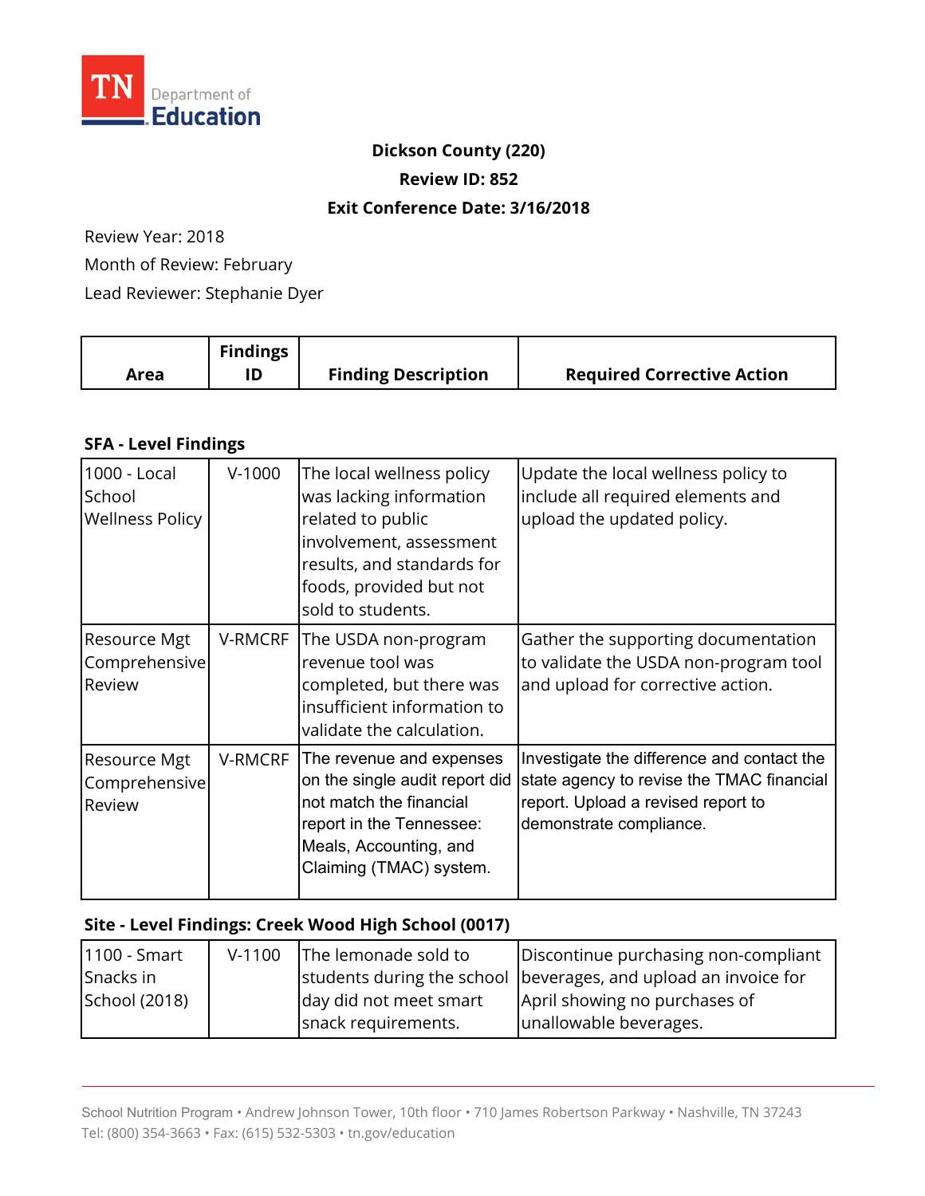TN Department of Education

**Dickson County (220)**

**Review ID: 852**

**Exit Conference Date: 3/16/2018**

Review Year: 2018

Month of Review: February

Lead Reviewer: Stephanie Dyer

| Area | Findings ID | Finding Description | Required Corrective Action |
|---|---|---|---|

### SFA - Level Findings

| Area | Findings ID | Finding Description | Required Corrective Action |
|---|---|---|---|
| 1000 - Local School Wellness Policy | V-1000 | The local wellness policy was lacking information related to public involvement, assessment results, and standards for foods, provided but not sold to students. | Update the local wellness policy to include all required elements and upload the updated policy. |
| Resource Mgt Comprehensive Review | V-RMCRF | The USDA non-program revenue tool was completed, but there was insufficient information to validate the calculation. | Gather the supporting documentation to validate the USDA non-program tool and upload for corrective action. |
| Resource Mgt Comprehensive Review | V-RMCRF | The revenue and expenses on the single audit report did not match the financial report in the Tennessee: Meals, Accounting, and Claiming (TMAC) system. | Investigate the difference and contact the state agency to revise the TMAC financial report. Upload a revised report to demonstrate compliance. |

### Site - Level Findings: Creek Wood High School (0017)

| Area | Findings ID | Finding Description | Required Corrective Action |
|---|---|---|---|
| 1100 - Smart Snacks in School (2018) | V-1100 | The lemonade sold to students during the school day did not meet smart snack requirements. | Discontinue purchasing non-compliant beverages, and upload an invoice for April showing no purchases of unallowable beverages. |

School Nutrition Program • Andrew Johnson Tower, 10th floor • 710 James Robertson Parkway • Nashville, TN 37243
Tel: (800) 354-3663 • Fax: (615) 532-5303 • tn.gov/education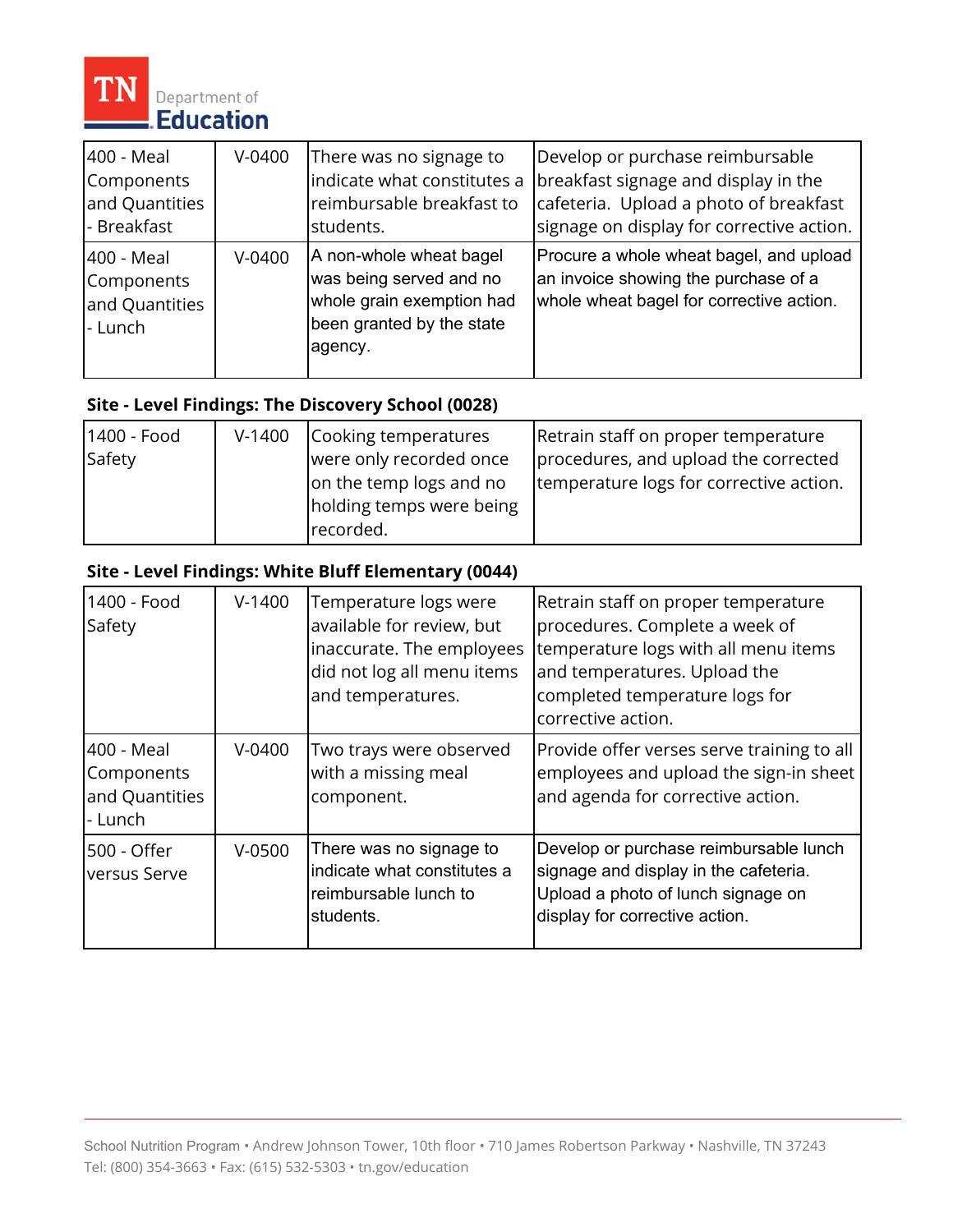| | | | |
|---|---|---|---|
| 400 - Meal Components and Quantities - Breakfast | V-0400 | There was no signage to indicate what constitutes a reimbursable breakfast to students. | Develop or purchase reimbursable breakfast signage and display in the cafeteria. Upload a photo of breakfast signage on display for corrective action. |
| 400 - Meal Components and Quantities - Lunch | V-0400 | A non-whole wheat bagel was being served and no whole grain exemption had been granted by the state agency. | Procure a whole wheat bagel, and upload an invoice showing the purchase of a whole wheat bagel for corrective action. |

### Site - Level Findings: The Discovery School (0028)

| | | | |
|---|---|---|---|
| 1400 - Food Safety | V-1400 | Cooking temperatures were only recorded once on the temp logs and no holding temps were being recorded. | Retrain staff on proper temperature procedures, and upload the corrected temperature logs for corrective action. |

### Site - Level Findings: White Bluff Elementary (0044)

| | | | |
|---|---|---|---|
| 1400 - Food Safety | V-1400 | Temperature logs were available for review, but inaccurate. The employees did not log all menu items and temperatures. | Retrain staff on proper temperature procedures. Complete a week of temperature logs with all menu items and temperatures. Upload the completed temperature logs for corrective action. |
| 400 - Meal Components and Quantities - Lunch | V-0400 | Two trays were observed with a missing meal component. | Provide offer verses serve training to all employees and upload the sign-in sheet and agenda for corrective action. |
| 500 - Offer versus Serve | V-0500 | There was no signage to indicate what constitutes a reimbursable lunch to students. | Develop or purchase reimbursable lunch signage and display in the cafeteria. Upload a photo of lunch signage on display for corrective action. |